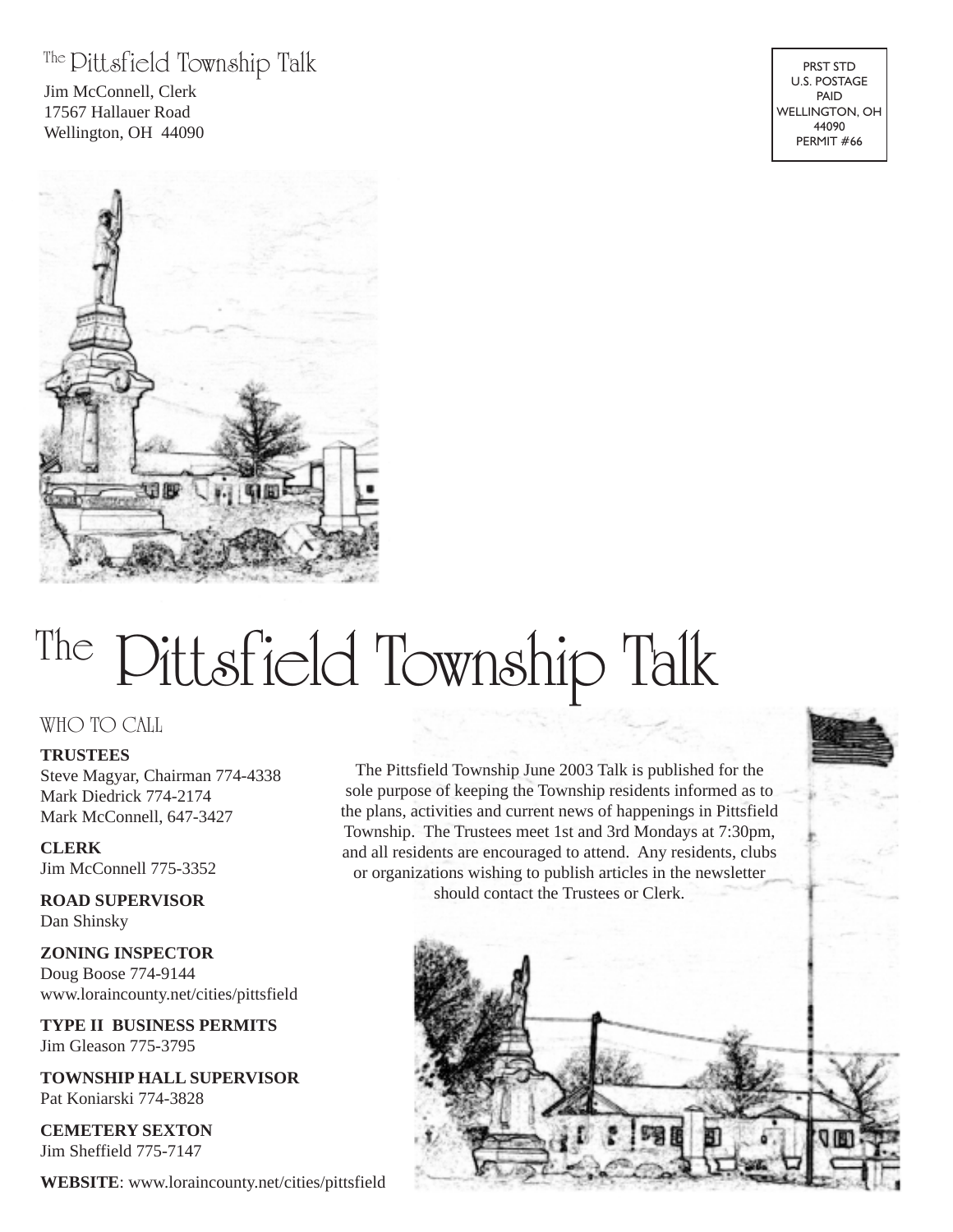The Pittsfield Township Talk

Jim McConnell, Clerk
17567 Hallauer Road
Wellington, OH 44090

PRST STD
U.S. POSTAGE
PAID
WELLINGTON, OH
44090
PERMIT #66

# The Pittsfield Township Talk

## WHO TO CALL

**TRUSTEES**
Steve Magyar, Chairman 774-4338
Mark Diedrick 774-2174
Mark McConnell, 647-3427

**CLERK**
Jim McConnell 775-3352

**ROAD SUPERVISOR**
Dan Shinsky

**ZONING INSPECTOR**
Doug Boose 774-9144
www.loraincounty.net/cities/pittsfield

**TYPE II BUSINESS PERMITS**
Jim Gleason 775-3795

**TOWNSHIP HALL SUPERVISOR**
Pat Koniarski 774-3828

**CEMETERY SEXTON**
Jim Sheffield 775-7147

**WEBSITE**: www.loraincounty.net/cities/pittsfield

The Pittsfield Township June 2003 Talk is published for the sole purpose of keeping the Township residents informed as to the plans, activities and current news of happenings in Pittsfield Township. The Trustees meet 1st and 3rd Mondays at 7:30pm, and all residents are encouraged to attend. Any residents, clubs or organizations wishing to publish articles in the newsletter should contact the Trustees or Clerk.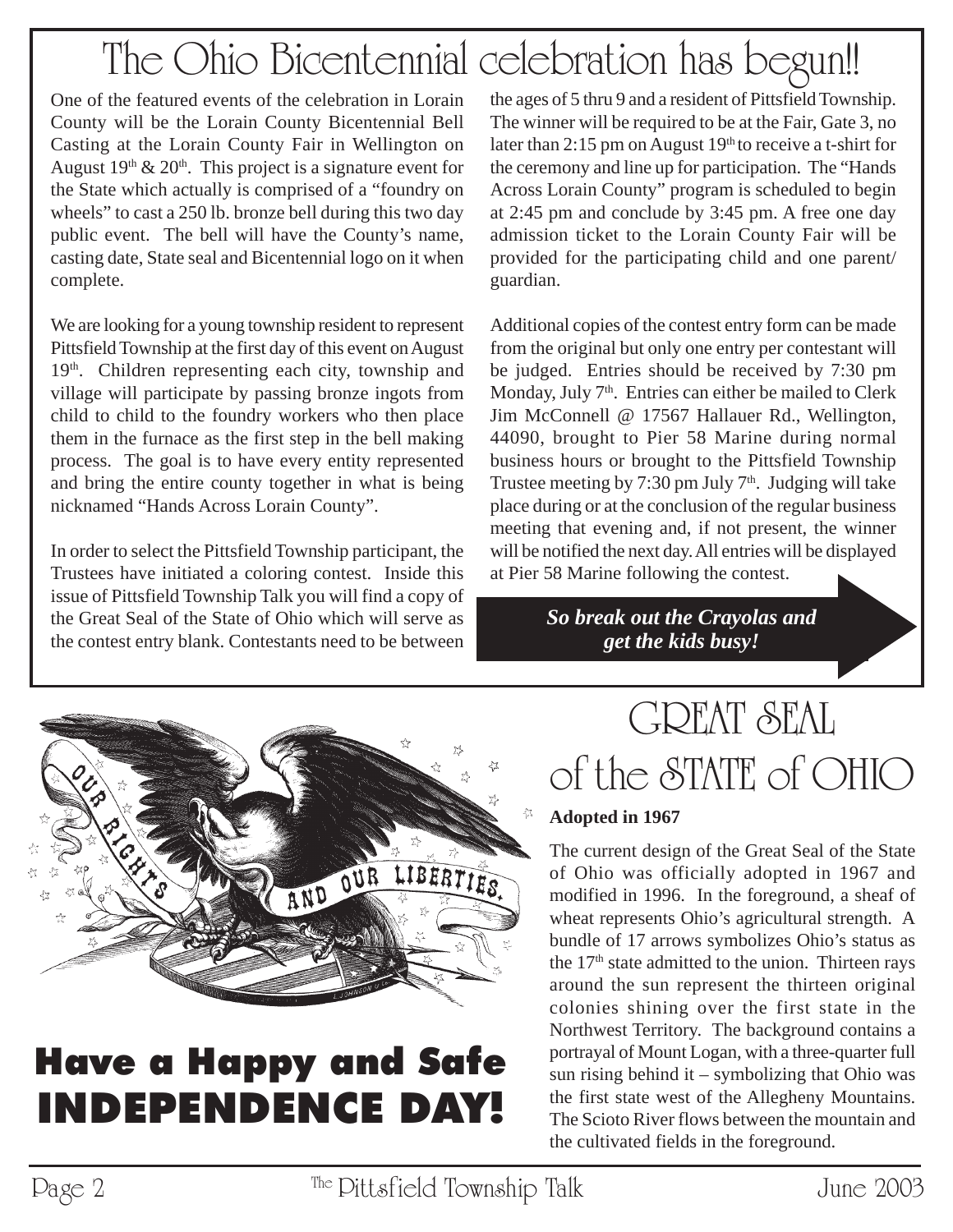# The Ohio Bicentennial celebration has begun!!

One of the featured events of the celebration in Lorain County will be the Lorain County Bicentennial Bell Casting at the Lorain County Fair in Wellington on August 19th & 20th. This project is a signature event for the State which actually is comprised of a "foundry on wheels" to cast a 250 lb. bronze bell during this two day public event. The bell will have the County's name, casting date, State seal and Bicentennial logo on it when complete.

We are looking for a young township resident to represent Pittsfield Township at the first day of this event on August 19th. Children representing each city, township and village will participate by passing bronze ingots from child to child to the foundry workers who then place them in the furnace as the first step in the bell making process. The goal is to have every entity represented and bring the entire county together in what is being nicknamed "Hands Across Lorain County".

In order to select the Pittsfield Township participant, the Trustees have initiated a coloring contest. Inside this issue of Pittsfield Township Talk you will find a copy of the Great Seal of the State of Ohio which will serve as the contest entry blank. Contestants need to be between the ages of 5 thru 9 and a resident of Pittsfield Township. The winner will be required to be at the Fair, Gate 3, no later than 2:15 pm on August 19th to receive a t-shirt for the ceremony and line up for participation. The "Hands Across Lorain County" program is scheduled to begin at 2:45 pm and conclude by 3:45 pm. A free one day admission ticket to the Lorain County Fair will be provided for the participating child and one parent/ guardian.

Additional copies of the contest entry form can be made from the original but only one entry per contestant will be judged. Entries should be received by 7:30 pm Monday, July 7th. Entries can either be mailed to Clerk Jim McConnell @ 17567 Hallauer Rd., Wellington, 44090, brought to Pier 58 Marine during normal business hours or brought to the Pittsfield Township Trustee meeting by 7:30 pm July 7th. Judging will take place during or at the conclusion of the regular business meeting that evening and, if not present, the winner will be notified the next day. All entries will be displayed at Pier 58 Marine following the contest.

***So break out the Crayolas and get the kids busy!***

OUR RIGHTS AND OUR LIBERTIES.

# Have a Happy and Safe INDEPENDENCE DAY!

# GREAT SEAL of the STATE of OHIO

**Adopted in 1967**

The current design of the Great Seal of the State of Ohio was officially adopted in 1967 and modified in 1996. In the foreground, a sheaf of wheat represents Ohio's agricultural strength. A bundle of 17 arrows symbolizes Ohio's status as the 17th state admitted to the union. Thirteen rays around the sun represent the thirteen original colonies shining over the first state in the Northwest Territory. The background contains a portrayal of Mount Logan, with a three-quarter full sun rising behind it – symbolizing that Ohio was the first state west of the Allegheny Mountains. The Scioto River flows between the mountain and the cultivated fields in the foreground.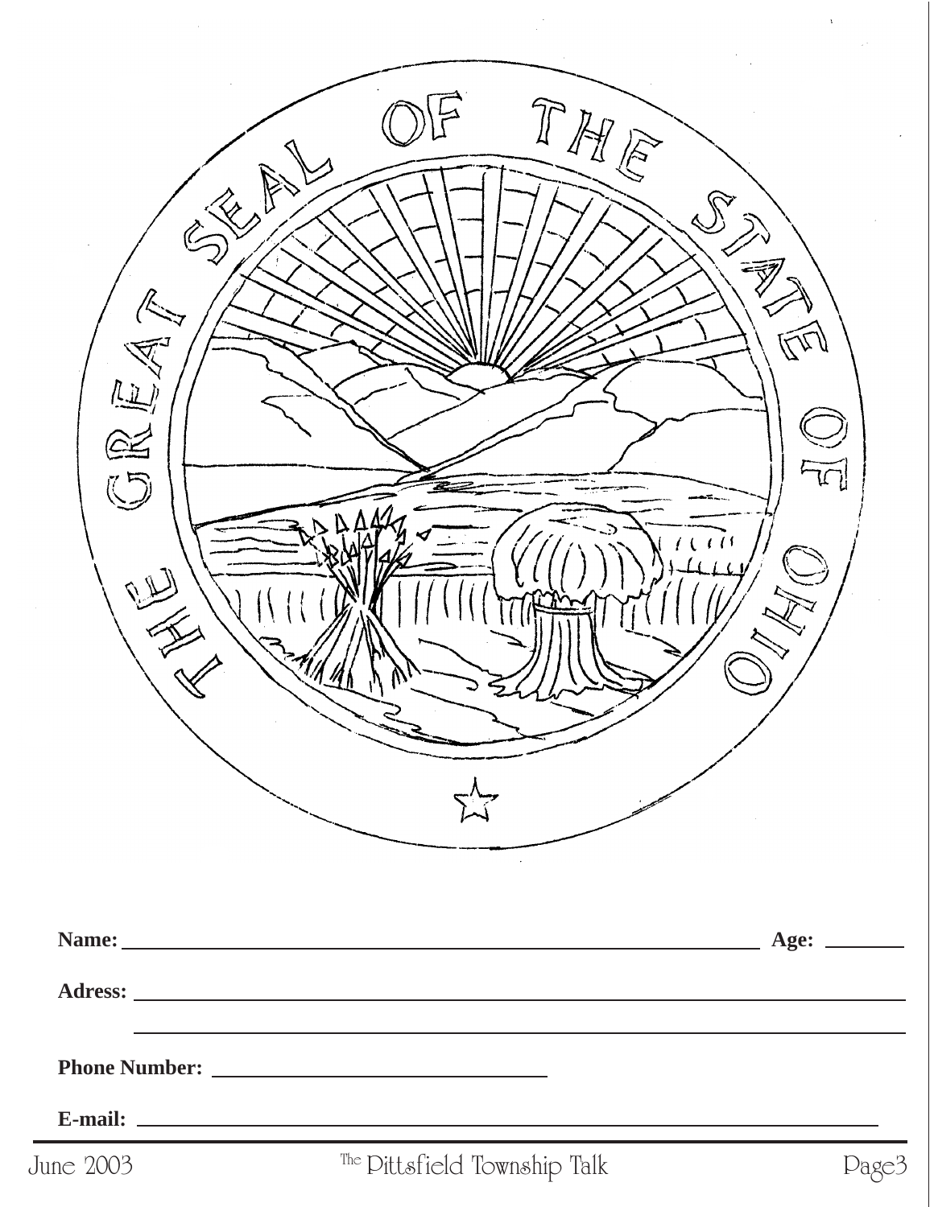THE GREAT SEAL OF THE STATE OF OHIO

**Name:** ______________________________ **Age:** ________

**Adress:** ______________________________

______________________________

**Phone Number:** ______________________

**E-mail:** ______________________________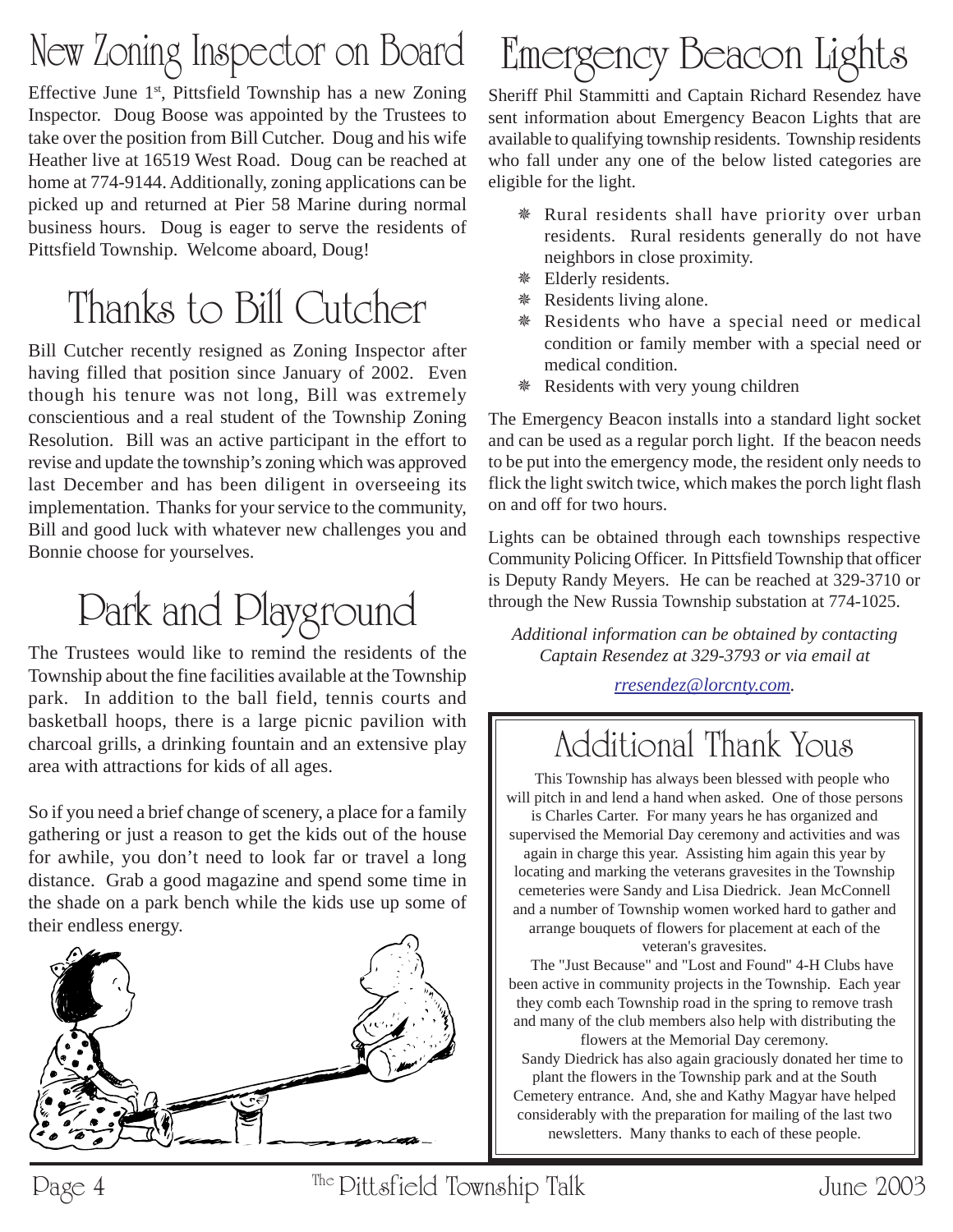# New Zoning Inspector on Board

Effective June 1st, Pittsfield Township has a new Zoning Inspector. Doug Boose was appointed by the Trustees to take over the position from Bill Cutcher. Doug and his wife Heather live at 16519 West Road. Doug can be reached at home at 774-9144. Additionally, zoning applications can be picked up and returned at Pier 58 Marine during normal business hours. Doug is eager to serve the residents of Pittsfield Township. Welcome aboard, Doug!

# Thanks to Bill Cutcher

Bill Cutcher recently resigned as Zoning Inspector after having filled that position since January of 2002. Even though his tenure was not long, Bill was extremely conscientious and a real student of the Township Zoning Resolution. Bill was an active participant in the effort to revise and update the township's zoning which was approved last December and has been diligent in overseeing its implementation. Thanks for your service to the community, Bill and good luck with whatever new challenges you and Bonnie choose for yourselves.

# Park and Playground

The Trustees would like to remind the residents of the Township about the fine facilities available at the Township park. In addition to the ball field, tennis courts and basketball hoops, there is a large picnic pavilion with charcoal grills, a drinking fountain and an extensive play area with attractions for kids of all ages.

So if you need a brief change of scenery, a place for a family gathering or just a reason to get the kids out of the house for awhile, you don't need to look far or travel a long distance. Grab a good magazine and spend some time in the shade on a park bench while the kids use up some of their endless energy.

# Emergency Beacon Lights

Sheriff Phil Stammitti and Captain Richard Resendez have sent information about Emergency Beacon Lights that are available to qualifying township residents. Township residents who fall under any one of the below listed categories are eligible for the light.

- Rural residents shall have priority over urban residents. Rural residents generally do not have neighbors in close proximity.
- Elderly residents.
- Residents living alone.
- Residents who have a special need or medical condition or family member with a special need or medical condition.
- Residents with very young children

The Emergency Beacon installs into a standard light socket and can be used as a regular porch light. If the beacon needs to be put into the emergency mode, the resident only needs to flick the light switch twice, which makes the porch light flash on and off for two hours.

Lights can be obtained through each townships respective Community Policing Officer. In Pittsfield Township that officer is Deputy Randy Meyers. He can be reached at 329-3710 or through the New Russia Township substation at 774-1025.

*Additional information can be obtained by contacting Captain Resendez at 329-3793 or via email at*

*rresendez@lorcnty.com.*

# Additional Thank Yous

This Township has always been blessed with people who will pitch in and lend a hand when asked. One of those persons is Charles Carter. For many years he has organized and supervised the Memorial Day ceremony and activities and was again in charge this year. Assisting him again this year by locating and marking the veterans gravesites in the Township cemeteries were Sandy and Lisa Diedrick. Jean McConnell and a number of Township women worked hard to gather and arrange bouquets of flowers for placement at each of the veteran's gravesites.

The "Just Because" and "Lost and Found" 4-H Clubs have been active in community projects in the Township. Each year they comb each Township road in the spring to remove trash and many of the club members also help with distributing the flowers at the Memorial Day ceremony.

Sandy Diedrick has also again graciously donated her time to plant the flowers in the Township park and at the South Cemetery entrance. And, she and Kathy Magyar have helped considerably with the preparation for mailing of the last two newsletters. Many thanks to each of these people.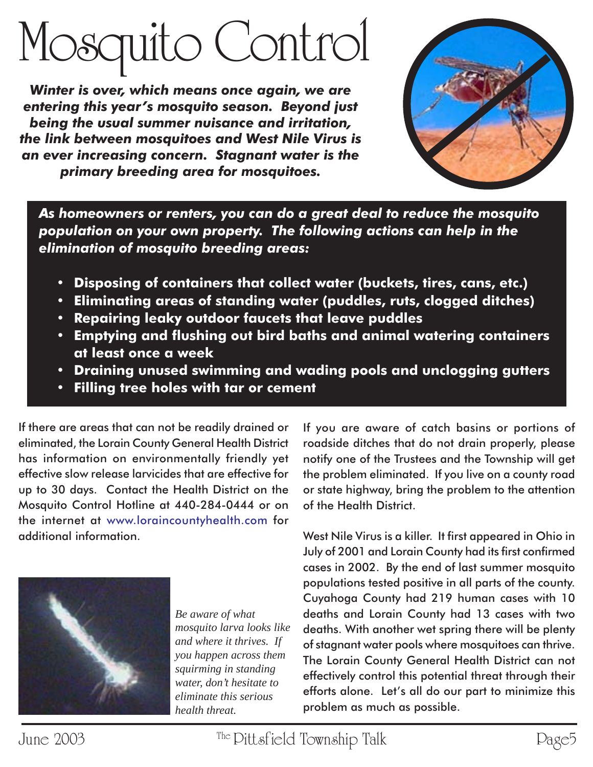# Mosquito Control

***Winter is over, which means once again, we are entering this year's mosquito season. Beyond just being the usual summer nuisance and irritation, the link between mosquitoes and West Nile Virus is an ever increasing concern. Stagnant water is the primary breeding area for mosquitoes.***

***As homeowners or renters, you can do a great deal to reduce the mosquito population on your own property. The following actions can help in the elimination of mosquito breeding areas:***

- **Disposing of containers that collect water (buckets, tires, cans, etc.)**
- **Eliminating areas of standing water (puddles, ruts, clogged ditches)**
- **Repairing leaky outdoor faucets that leave puddles**
- **Emptying and flushing out bird baths and animal watering containers at least once a week**
- **Draining unused swimming and wading pools and unclogging gutters**
- **Filling tree holes with tar or cement**

If there are areas that can not be readily drained or eliminated, the Lorain County General Health District has information on environmentally friendly yet effective slow release larvicides that are effective for up to 30 days. Contact the Health District on the Mosquito Control Hotline at 440-284-0444 or on the internet at www.loraincountyhealth.com for additional information.

*Be aware of what mosquito larva looks like and where it thrives. If you happen across them squirming in standing water, don't hesitate to eliminate this serious health threat.*

If you are aware of catch basins or portions of roadside ditches that do not drain properly, please notify one of the Trustees and the Township will get the problem eliminated. If you live on a county road or state highway, bring the problem to the attention of the Health District.

West Nile Virus is a killer. It first appeared in Ohio in July of 2001 and Lorain County had its first confirmed cases in 2002. By the end of last summer mosquito populations tested positive in all parts of the county. Cuyahoga County had 219 human cases with 10 deaths and Lorain County had 13 cases with two deaths. With another wet spring there will be plenty of stagnant water pools where mosquitoes can thrive. The Lorain County General Health District can not effectively control this potential threat through their efforts alone. Let's all do our part to minimize this problem as much as possible.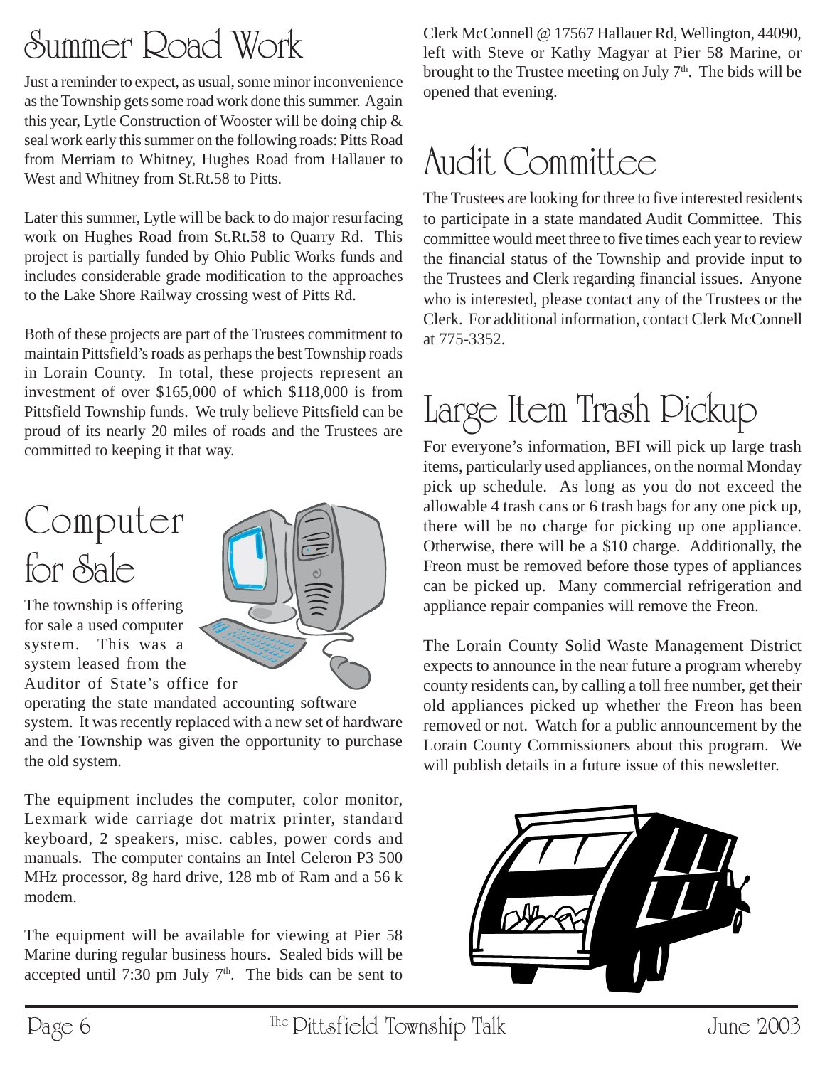# Summer Road Work

Just a reminder to expect, as usual, some minor inconvenience as the Township gets some road work done this summer. Again this year, Lytle Construction of Wooster will be doing chip & seal work early this summer on the following roads: Pitts Road from Merriam to Whitney, Hughes Road from Hallauer to West and Whitney from St.Rt.58 to Pitts.

Later this summer, Lytle will be back to do major resurfacing work on Hughes Road from St.Rt.58 to Quarry Rd. This project is partially funded by Ohio Public Works funds and includes considerable grade modification to the approaches to the Lake Shore Railway crossing west of Pitts Rd.

Both of these projects are part of the Trustees commitment to maintain Pittsfield's roads as perhaps the best Township roads in Lorain County. In total, these projects represent an investment of over $165,000 of which $118,000 is from Pittsfield Township funds. We truly believe Pittsfield can be proud of its nearly 20 miles of roads and the Trustees are committed to keeping it that way.

# Computer for Sale

The township is offering for sale a used computer system. This was a system leased from the Auditor of State's office for operating the state mandated accounting software system. It was recently replaced with a new set of hardware and the Township was given the opportunity to purchase the old system.

The equipment includes the computer, color monitor, Lexmark wide carriage dot matrix printer, standard keyboard, 2 speakers, misc. cables, power cords and manuals. The computer contains an Intel Celeron P3 500 MHz processor, 8g hard drive, 128 mb of Ram and a 56 k modem.

The equipment will be available for viewing at Pier 58 Marine during regular business hours. Sealed bids will be accepted until 7:30 pm July 7th. The bids can be sent to Clerk McConnell @ 17567 Hallauer Rd, Wellington, 44090, left with Steve or Kathy Magyar at Pier 58 Marine, or brought to the Trustee meeting on July 7th. The bids will be opened that evening.

# Audit Committee

The Trustees are looking for three to five interested residents to participate in a state mandated Audit Committee. This committee would meet three to five times each year to review the financial status of the Township and provide input to the Trustees and Clerk regarding financial issues. Anyone who is interested, please contact any of the Trustees or the Clerk. For additional information, contact Clerk McConnell at 775-3352.

# Large Item Trash Pickup

For everyone's information, BFI will pick up large trash items, particularly used appliances, on the normal Monday pick up schedule. As long as you do not exceed the allowable 4 trash cans or 6 trash bags for any one pick up, there will be no charge for picking up one appliance. Otherwise, there will be a $10 charge. Additionally, the Freon must be removed before those types of appliances can be picked up. Many commercial refrigeration and appliance repair companies will remove the Freon.

The Lorain County Solid Waste Management District expects to announce in the near future a program whereby county residents can, by calling a toll free number, get their old appliances picked up whether the Freon has been removed or not. Watch for a public announcement by the Lorain County Commissioners about this program. We will publish details in a future issue of this newsletter.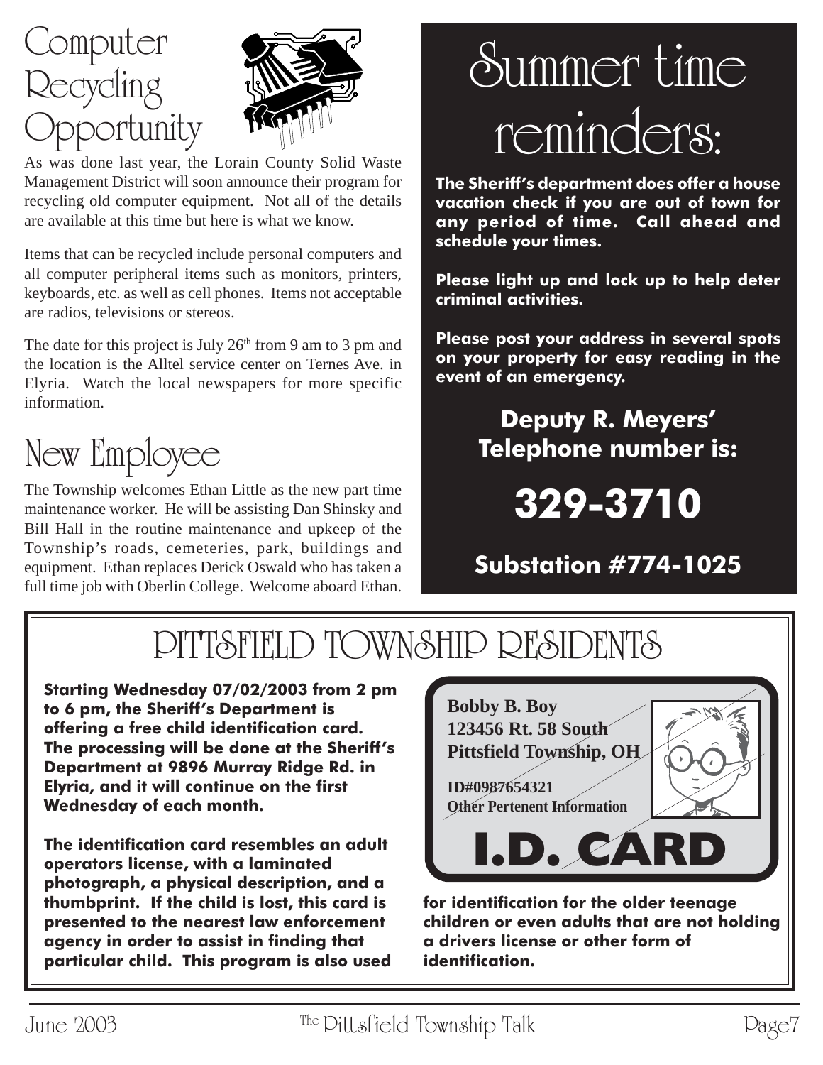# Computer Recycling Opportunity

As was done last year, the Lorain County Solid Waste Management District will soon announce their program for recycling old computer equipment. Not all of the details are available at this time but here is what we know.

Items that can be recycled include personal computers and all computer peripheral items such as monitors, printers, keyboards, etc. as well as cell phones. Items not acceptable are radios, televisions or stereos.

The date for this project is July 26th from 9 am to 3 pm and the location is the Alltel service center on Ternes Ave. in Elyria. Watch the local newspapers for more specific information.

# New Employee

The Township welcomes Ethan Little as the new part time maintenance worker. He will be assisting Dan Shinsky and Bill Hall in the routine maintenance and upkeep of the Township's roads, cemeteries, park, buildings and equipment. Ethan replaces Derick Oswald who has taken a full time job with Oberlin College. Welcome aboard Ethan.

# Summer time reminders:

**The Sheriff's department does offer a house vacation check if you are out of town for any period of time. Call ahead and schedule your times.**

**Please light up and lock up to help deter criminal activities.**

**Please post your address in several spots on your property for easy reading in the event of an emergency.**

**Deputy R. Meyers' Telephone number is:**

**329-3710**

**Substation #774-1025**

# PITTSFIELD TOWNSHIP RESIDENTS

**Starting Wednesday 07/02/2003 from 2 pm to 6 pm, the Sheriff's Department is offering a free child identification card. The processing will be done at the Sheriff's Department at 9896 Murray Ridge Rd. in Elyria, and it will continue on the first Wednesday of each month.**

**The identification card resembles an adult operators license, with a laminated photograph, a physical description, and a thumbprint. If the child is lost, this card is presented to the nearest law enforcement agency in order to assist in finding that particular child. This program is also used for identification for the older teenage children or even adults that are not holding a drivers license or other form of identification.**

**Bobby B. Boy**
**123456 Rt. 58 South**
**Pittsfield Township, OH**

**ID#0987654321**
**Other Pertenent Information**

**I.D. CARD**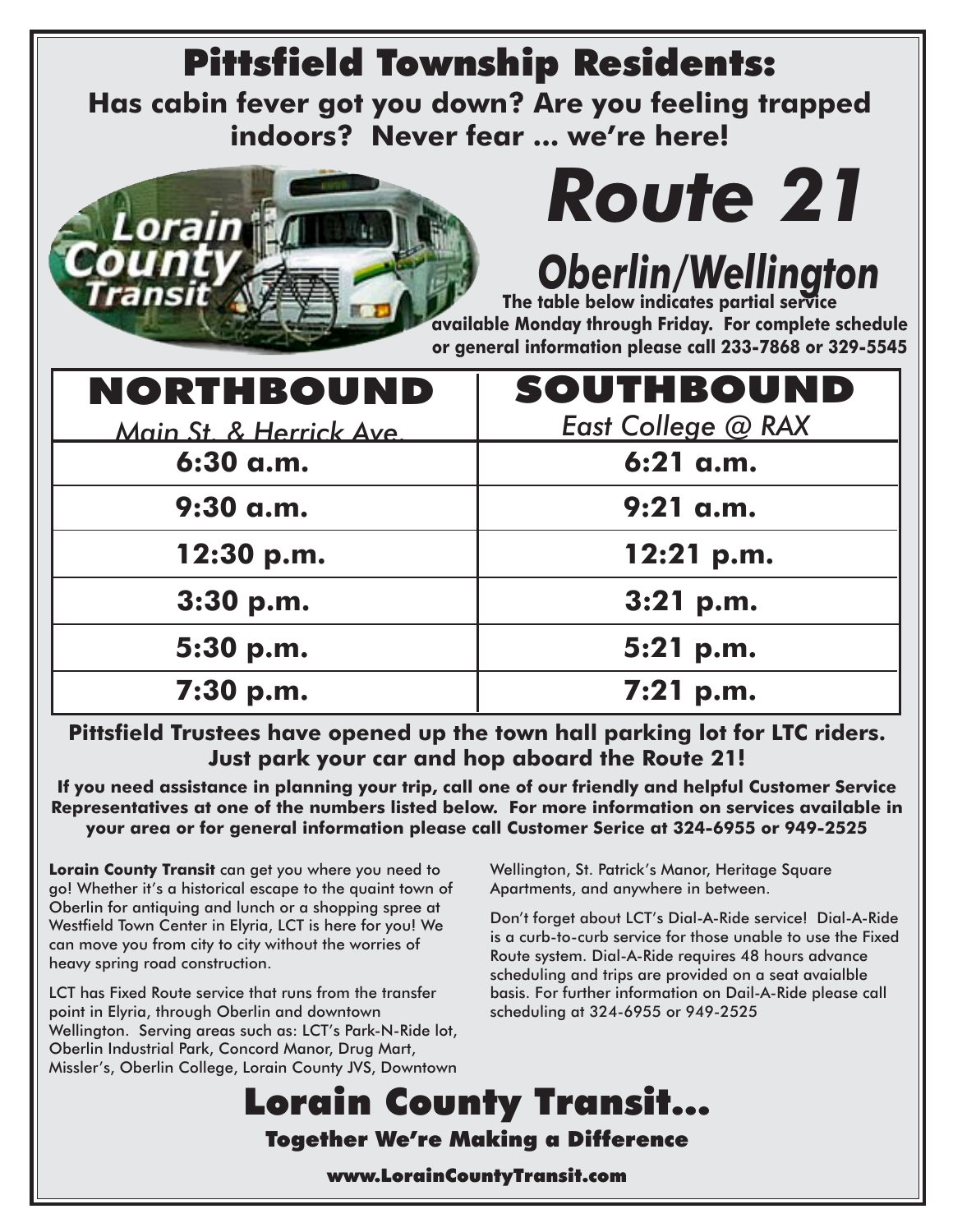# Pittsfield Township Residents:

**Has cabin fever got you down? Are you feeling trapped indoors? Never fear ... we're here!**

Lorain County Transit

# *Route 21*

## *Oberlin/Wellington*

**The table below indicates partial service available Monday through Friday. For complete schedule or general information please call 233-7868 or 329-5545**

| NORTHBOUND<br>*Main St. & Herrick Ave.* | SOUTHBOUND<br>*East College @ RAX* |
|---|---|
| 6:30 a.m. | 6:21 a.m. |
| 9:30 a.m. | 9:21 a.m. |
| 12:30 p.m. | 12:21 p.m. |
| 3:30 p.m. | 3:21 p.m. |
| 5:30 p.m. | 5:21 p.m. |
| 7:30 p.m. | 7:21 p.m. |

**Pittsfield Trustees have opened up the town hall parking lot for LTC riders. Just park your car and hop aboard the Route 21!**

**If you need assistance in planning your trip, call one of our friendly and helpful Customer Service Representatives at one of the numbers listed below. For more information on services available in your area or for general information please call Customer Serice at 324-6955 or 949-2525**

**Lorain County Transit** can get you where you need to go! Whether it's a historical escape to the quaint town of Oberlin for antiquing and lunch or a shopping spree at Westfield Town Center in Elyria, LCT is here for you! We can move you from city to city without the worries of heavy spring road construction.

LCT has Fixed Route service that runs from the transfer point in Elyria, through Oberlin and downtown Wellington. Serving areas such as: LCT's Park-N-Ride lot, Oberlin Industrial Park, Concord Manor, Drug Mart, Missler's, Oberlin College, Lorain County JVS, Downtown Wellington, St. Patrick's Manor, Heritage Square Apartments, and anywhere in between.

Don't forget about LCT's Dial-A-Ride service! Dial-A-Ride is a curb-to-curb service for those unable to use the Fixed Route system. Dial-A-Ride requires 48 hours advance scheduling and trips are provided on a seat avaialble basis. For further information on Dail-A-Ride please call scheduling at 324-6955 or 949-2525

# Lorain County Transit...

### Together We're Making a Difference

**www.LorainCountyTransit.com**